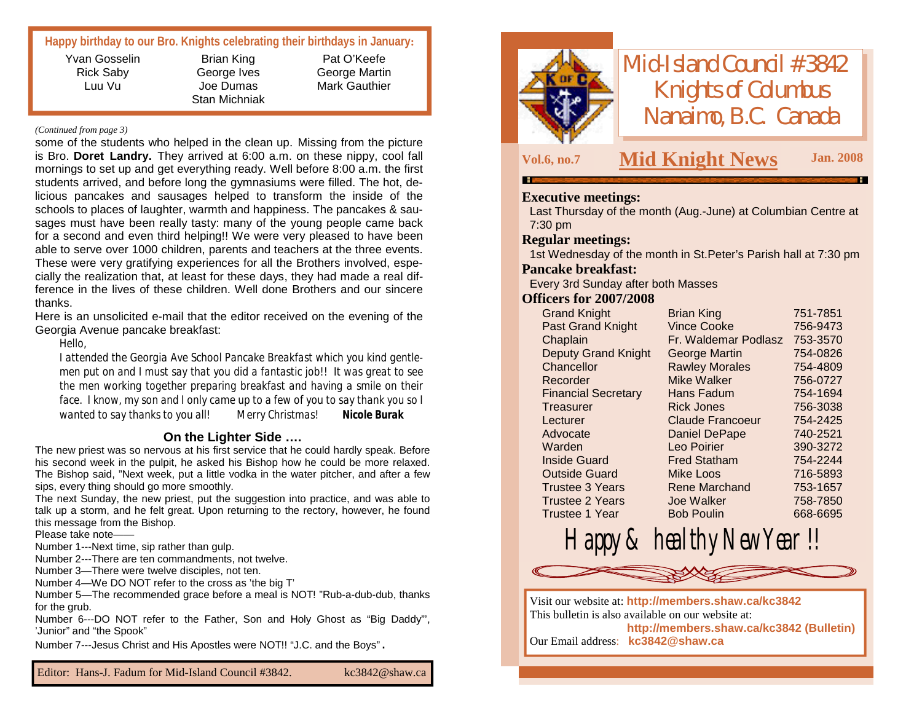**Happy birthday to our Bro. Knights celebrating their birthdays in January:**

| | | |
|---|---|---|
| Yvan Gosselin | Brian King | Pat O'Keefe |
| Rick Saby | George Ives | George Martin |
| Luu Vu | Joe Dumas | Mark Gauthier |
| | Stan Michniak | |

*(Continued from page 3)*

some of the students who helped in the clean up. Missing from the picture is Bro. **Doret Landry.** They arrived at 6:00 a.m. on these nippy, cool fall mornings to set up and get everything ready. Well before 8:00 a.m. the first students arrived, and before long the gymnasiums were filled. The hot, delicious pancakes and sausages helped to transform the inside of the schools to places of laughter, warmth and happiness. The pancakes & sausages must have been really tasty: many of the young people came back for a second and even third helping!! We were very pleased to have been able to serve over 1000 children, parents and teachers at the three events. These were very gratifying experiences for all the Brothers involved, especially the realization that, at least for these days, they had made a real difference in the lives of these children. Well done Brothers and our sincere thanks.

Here is an unsolicited e-mail that the editor received on the evening of the Georgia Avenue pancake breakfast:

> Hello,
>
> I attended the Georgia Ave School Pancake Breakfast which you kind gentlemen put on and I must say that you did a fantastic job!! It was great to see the men working together preparing breakfast and having a smile on their face. I know, my son and I only came up to a few of you to say thank you so I wanted to say thanks to you all! Merry Christmas! **Nicole Burak**

### On the Lighter Side ….

The new priest was so nervous at his first service that he could hardly speak. Before his second week in the pulpit, he asked his Bishop how he could be more relaxed. The Bishop said, "Next week, put a little vodka in the water pitcher, and after a few sips, every thing should go more smoothly.

The next Sunday, the new priest, put the suggestion into practice, and was able to talk up a storm, and he felt great. Upon returning to the rectory, however, he found this message from the Bishop.

Please take note——

Number 1---Next time, sip rather than gulp.

Number 2---There are ten commandments, not twelve.

Number 3—There were twelve disciples, not ten.

Number 4—We DO NOT refer to the cross as 'the big T'

Number 5—The recommended grace before a meal is NOT! "Rub-a-dub-dub, thanks for the grub.

Number 6---DO NOT refer to the Father, Son and Holy Ghost as "Big Daddy"', 'Junior" and "the Spook"

Number 7---Jesus Christ and His Apostles were NOT!! "J.C. and the Boys".

Editor: Hans-J. Fadum for Mid-Island Council #3842. kc3842@shaw.ca

# Mid-Island Council #3842 Knights of Columbus Nanaimo, B.C. Canada

**Vol.6, no.7** **Mid Knight News** **Jan. 2008**

**Executive meetings:**
Last Thursday of the month (Aug.-June) at Columbian Centre at 7:30 pm

**Regular meetings:**
1st Wednesday of the month in St.Peter's Parish hall at 7:30 pm

**Pancake breakfast:**
Every 3rd Sunday after both Masses

**Officers for 2007/2008**

| Office | Name | Phone |
|---|---|---|
| Grand Knight | Brian King | 751-7851 |
| Past Grand Knight | Vince Cooke | 756-9473 |
| Chaplain | Fr. Waldemar Podlasz | 753-3570 |
| Deputy Grand Knight | George Martin | 754-0826 |
| Chancellor | Rawley Morales | 754-4809 |
| Recorder | Mike Walker | 756-0727 |
| Financial Secretary | Hans Fadum | 754-1694 |
| Treasurer | Rick Jones | 756-3038 |
| Lecturer | Claude Francoeur | 754-2425 |
| Advocate | Daniel DePape | 740-2521 |
| Warden | Leo Poirier | 390-3272 |
| Inside Guard | Fred Statham | 754-2244 |
| Outside Guard | Mike Loos | 716-5893 |
| Trustee 3 Years | Rene Marchand | 753-1657 |
| Trustee 2 Years | Joe Walker | 758-7850 |
| Trustee 1 Year | Bob Poulin | 668-6695 |

## Happy & healthy New Year !!

Visit our website at: **http://members.shaw.ca/kc3842**
This bulletin is also available on our website at:
**http://members.shaw.ca/kc3842 (Bulletin)**
Our Email address: **kc3842@shaw.ca**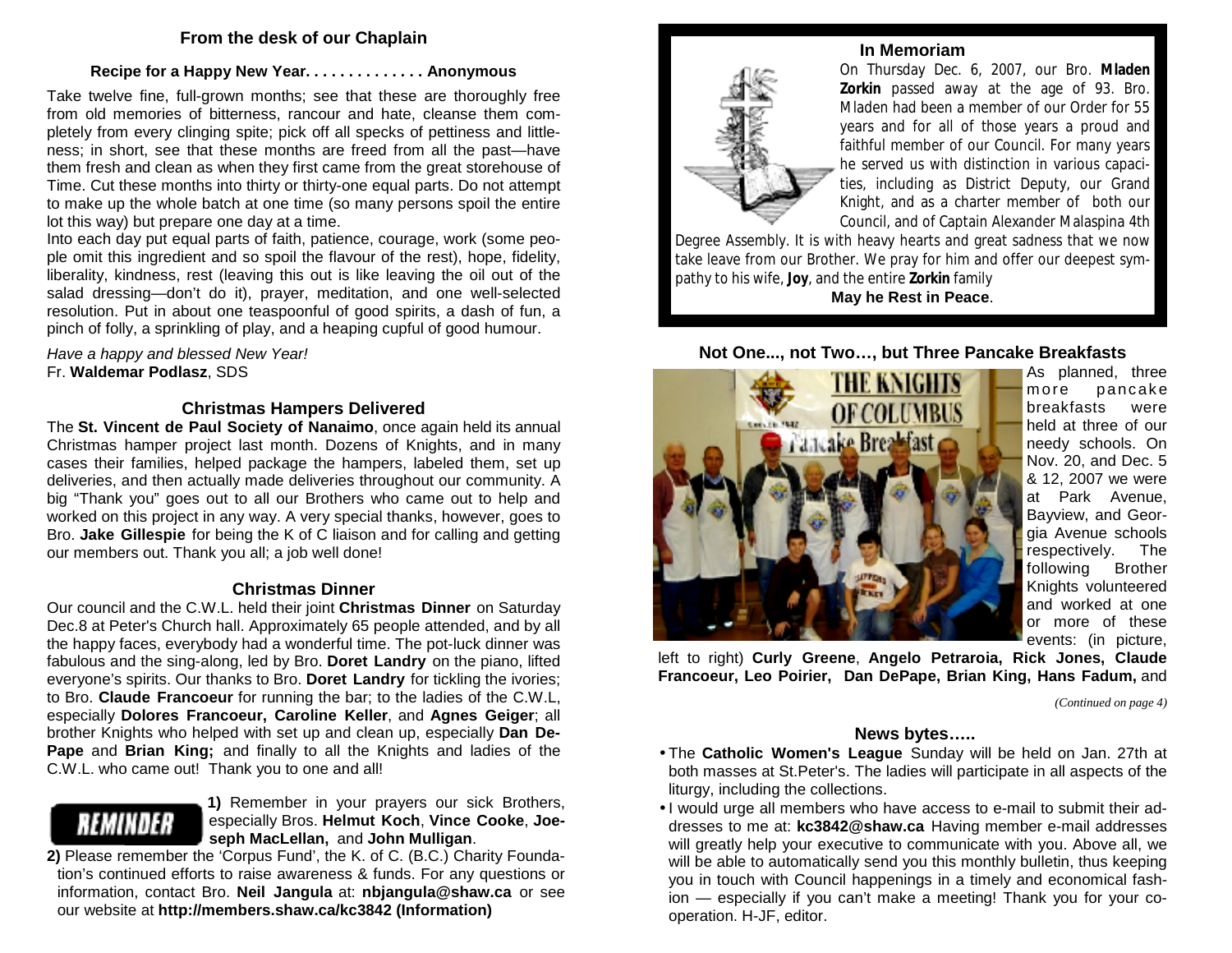## From the desk of our Chaplain

**Recipe for a Happy New Year. . . . . . . . . . . . . . Anonymous**

Take twelve fine, full-grown months; see that these are thoroughly free from old memories of bitterness, rancour and hate, cleanse them completely from every clinging spite; pick off all specks of pettiness and littleness; in short, see that these months are freed from all the past—have them fresh and clean as when they first came from the great storehouse of Time. Cut these months into thirty or thirty-one equal parts. Do not attempt to make up the whole batch at one time (so many persons spoil the entire lot this way) but prepare one day at a time.

Into each day put equal parts of faith, patience, courage, work (some people omit this ingredient and so spoil the flavour of the rest), hope, fidelity, liberality, kindness, rest (leaving this out is like leaving the oil out of the salad dressing—don't do it), prayer, meditation, and one well-selected resolution. Put in about one teaspoonful of good spirits, a dash of fun, a pinch of folly, a sprinkling of play, and a heaping cupful of good humour.

*Have a happy and blessed New Year!*
Fr. **Waldemar Podlasz**, SDS

## Christmas Hampers Delivered

The **St. Vincent de Paul Society of Nanaimo**, once again held its annual Christmas hamper project last month. Dozens of Knights, and in many cases their families, helped package the hampers, labeled them, set up deliveries, and then actually made deliveries throughout our community. A big "Thank you" goes out to all our Brothers who came out to help and worked on this project in any way. A very special thanks, however, goes to Bro. **Jake Gillespie** for being the K of C liaison and for calling and getting our members out. Thank you all; a job well done!

## Christmas Dinner

Our council and the C.W.L. held their joint **Christmas Dinner** on Saturday Dec.8 at Peter's Church hall. Approximately 65 people attended, and by all the happy faces, everybody had a wonderful time. The pot-luck dinner was fabulous and the sing-along, led by Bro. **Doret Landry** on the piano, lifted everyone's spirits. Our thanks to Bro. **Doret Landry** for tickling the ivories; to Bro. **Claude Francoeur** for running the bar; to the ladies of the C.W.L, especially **Dolores Francoeur, Caroline Keller**, and **Agnes Geiger**; all brother Knights who helped with set up and clean up, especially **Dan DePape** and **Brian King;** and finally to all the Knights and ladies of the C.W.L. who came out! Thank you to one and all!

**REMINDER**

**1)** Remember in your prayers our sick Brothers, especially Bros. **Helmut Koch**, **Vince Cooke**, **Joeseph MacLellan,** and **John Mulligan**.

**2)** Please remember the 'Corpus Fund', the K. of C. (B.C.) Charity Foundation's continued efforts to raise awareness & funds. For any questions or information, contact Bro. **Neil Jangula** at: **nbjangula@shaw.ca** or see our website at **http://members.shaw.ca/kc3842 (Information)**

## In Memoriam

On Thursday Dec. 6, 2007, our Bro. **Mladen Zorkin** passed away at the age of 93. Bro. Mladen had been a member of our Order for 55 years and for all of those years a proud and faithful member of our Council. For many years he served us with distinction in various capacities, including as District Deputy, our Grand Knight, and as a charter member of both our Council, and of Captain Alexander Malaspina 4th Degree Assembly. It is with heavy hearts and great sadness that we now take leave from our Brother. We pray for him and offer our deepest sympathy to his wife, **Joy**, and the entire **Zorkin** family

**May he Rest in Peace**.

## Not One..., not Two…, but Three Pancake Breakfasts

As planned, three more pancake breakfasts were held at three of our needy schools. On Nov. 20, and Dec. 5 & 12, 2007 we were at Park Avenue, Bayview, and Georgia Avenue schools respectively. The following Brother Knights volunteered and worked at one or more of these events: (in picture, left to right) **Curly Greene**, **Angelo Petraroia, Rick Jones, Claude Francoeur, Leo Poirier, Dan DePape, Brian King, Hans Fadum,** and

*(Continued on page 4)*

## News bytes…..

- The **Catholic Women's League** Sunday will be held on Jan. 27th at both masses at St.Peter's. The ladies will participate in all aspects of the liturgy, including the collections.
- I would urge all members who have access to e-mail to submit their addresses to me at: **kc3842@shaw.ca** Having member e-mail addresses will greatly help your executive to communicate with you. Above all, we will be able to automatically send you this monthly bulletin, thus keeping you in touch with Council happenings in a timely and economical fashion — especially if you can't make a meeting! Thank you for your cooperation. H-JF, editor.